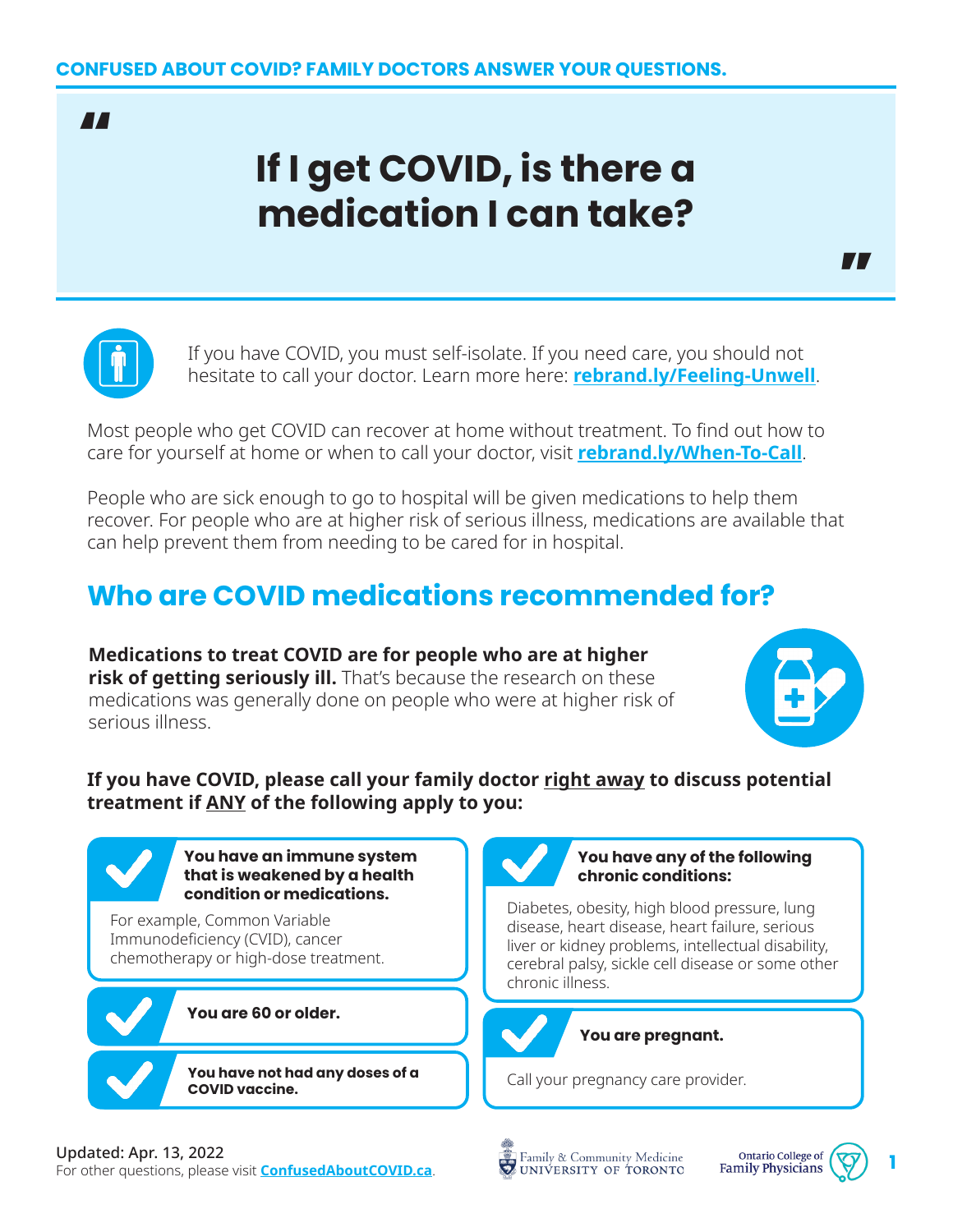**CONFUSED ABOUT COVID? FAMILY DOCTORS ANSWER YOUR QUESTIONS.**

# If I get COVID, is there a medication I can take?

If you have COVID, you must self-isolate. If you need care, you should not hesitate to call your doctor. Learn more here: **rebrand.ly/Feeling-Unwell**.

Most people who get COVID can recover at home without treatment. To find out how to care for yourself at home or when to call your doctor, visit **rebrand.ly/When-To-Call**.

People who are sick enough to go to hospital will be given medications to help them recover. For people who are at higher risk of serious illness, medications are available that can help prevent them from needing to be cared for in hospital.

## Who are COVID medications recommended for?

**Medications to treat COVID are for people who are at higher risk of getting seriously ill.** That's because the research on these medications was generally done on people who were at higher risk of serious illness.

**If you have COVID, please call your family doctor right away to discuss potential treatment if ANY of the following apply to you:**

- **You have an immune system that is weakened by a health condition or medications.**
  For example, Common Variable Immunodeficiency (CVID), cancer chemotherapy or high-dose treatment.
- **You are 60 or older.**
- **You have not had any doses of a COVID vaccine.**
- **You have any of the following chronic conditions:**
  Diabetes, obesity, high blood pressure, lung disease, heart disease, heart failure, serious liver or kidney problems, intellectual disability, cerebral palsy, sickle cell disease or some other chronic illness.
- **You are pregnant.**
  Call your pregnancy care provider.

Updated: Apr. 13, 2022
For other questions, please visit **ConfusedAboutCOVID.ca**.

Family & Community Medicine UNIVERSITY OF TORONTO

Ontario College of Family Physicians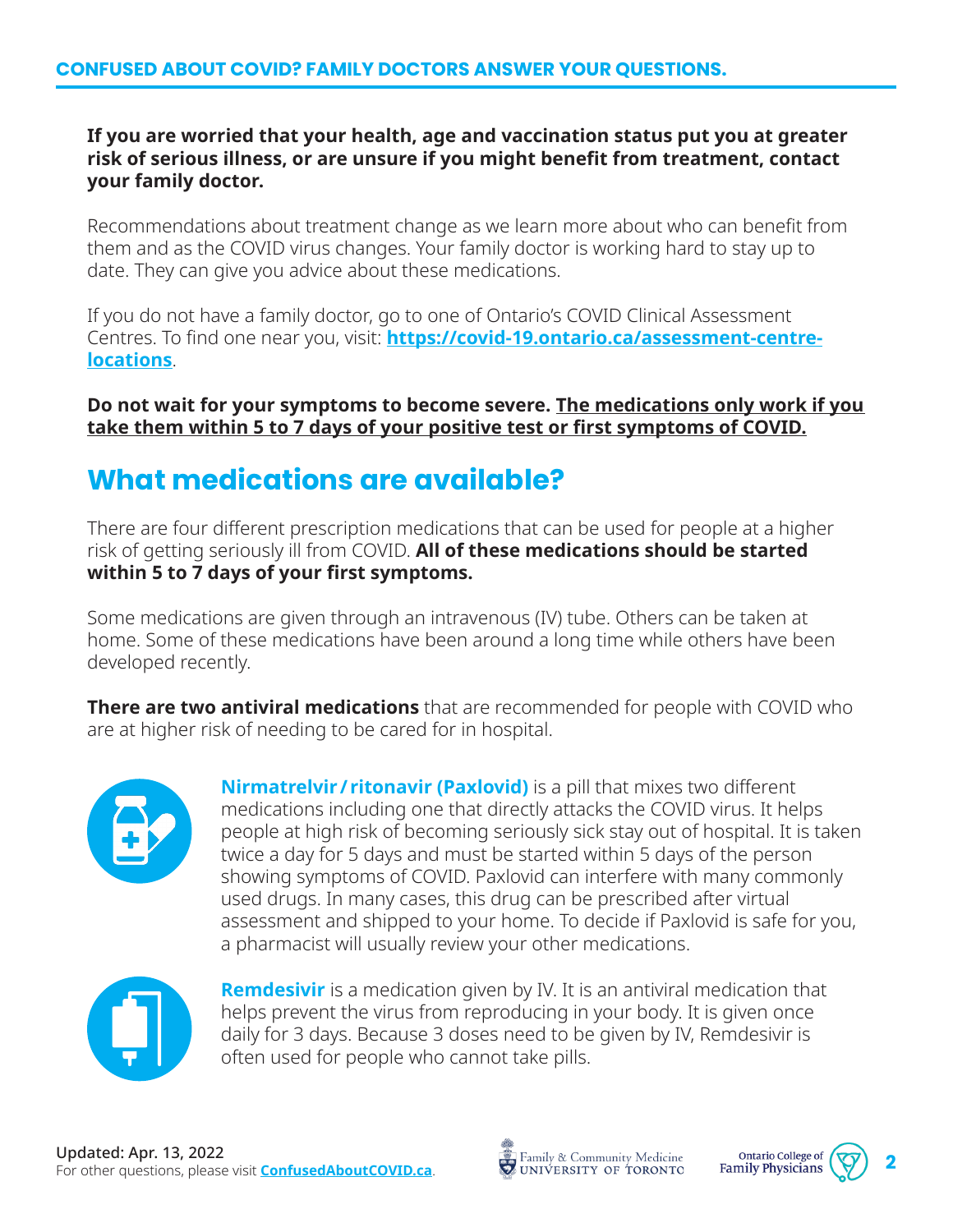**If you are worried that your health, age and vaccination status put you at greater risk of serious illness, or are unsure if you might benefit from treatment, contact your family doctor.**

Recommendations about treatment change as we learn more about who can benefit from them and as the COVID virus changes. Your family doctor is working hard to stay up to date. They can give you advice about these medications.

If you do not have a family doctor, go to one of Ontario's COVID Clinical Assessment Centres. To find one near you, visit: **https://covid-19.ontario.ca/assessment-centre-locations**.

**Do not wait for your symptoms to become severe. The medications only work if you take them within 5 to 7 days of your positive test or first symptoms of COVID.**

## What medications are available?

There are four different prescription medications that can be used for people at a higher risk of getting seriously ill from COVID. **All of these medications should be started within 5 to 7 days of your first symptoms.**

Some medications are given through an intravenous (IV) tube. Others can be taken at home. Some of these medications have been around a long time while others have been developed recently.

**There are two antiviral medications** that are recommended for people with COVID who are at higher risk of needing to be cared for in hospital.

**Nirmatrelvir / ritonavir (Paxlovid)** is a pill that mixes two different medications including one that directly attacks the COVID virus. It helps people at high risk of becoming seriously sick stay out of hospital. It is taken twice a day for 5 days and must be started within 5 days of the person showing symptoms of COVID. Paxlovid can interfere with many commonly used drugs. In many cases, this drug can be prescribed after virtual assessment and shipped to your home. To decide if Paxlovid is safe for you, a pharmacist will usually review your other medications.

**Remdesivir** is a medication given by IV. It is an antiviral medication that helps prevent the virus from reproducing in your body. It is given once daily for 3 days. Because 3 doses need to be given by IV, Remdesivir is often used for people who cannot take pills.

**Updated: Apr. 13, 2022**
For other questions, please visit **ConfusedAboutCOVID.ca**.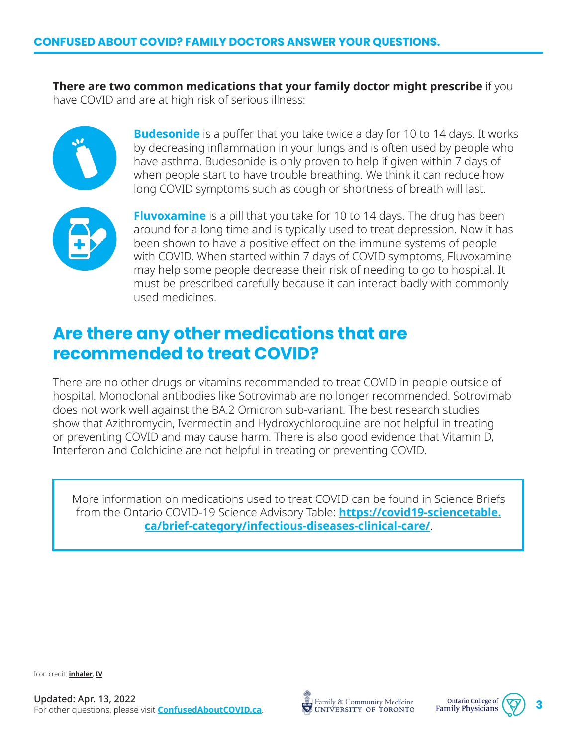**There are two common medications that your family doctor might prescribe** if you have COVID and are at high risk of serious illness:

**Budesonide** is a puffer that you take twice a day for 10 to 14 days. It works by decreasing inflammation in your lungs and is often used by people who have asthma. Budesonide is only proven to help if given within 7 days of when people start to have trouble breathing. We think it can reduce how long COVID symptoms such as cough or shortness of breath will last.

**Fluvoxamine** is a pill that you take for 10 to 14 days. The drug has been around for a long time and is typically used to treat depression. Now it has been shown to have a positive effect on the immune systems of people with COVID. When started within 7 days of COVID symptoms, Fluvoxamine may help some people decrease their risk of needing to go to hospital. It must be prescribed carefully because it can interact badly with commonly used medicines.

## Are there any other medications that are recommended to treat COVID?

There are no other drugs or vitamins recommended to treat COVID in people outside of hospital. Monoclonal antibodies like Sotrovimab are no longer recommended. Sotrovimab does not work well against the BA.2 Omicron sub-variant. The best research studies show that Azithromycin, Ivermectin and Hydroxychloroquine are not helpful in treating or preventing COVID and may cause harm. There is also good evidence that Vitamin D, Interferon and Colchicine are not helpful in treating or preventing COVID.

More information on medications used to treat COVID can be found in Science Briefs from the Ontario COVID-19 Science Advisory Table: **https://covid19-sciencetable.ca/brief-category/infectious-diseases-clinical-care/**.

Icon credit: **inhaler**, **IV**

Updated: Apr. 13, 2022
For other questions, please visit **ConfusedAboutCOVID.ca**.